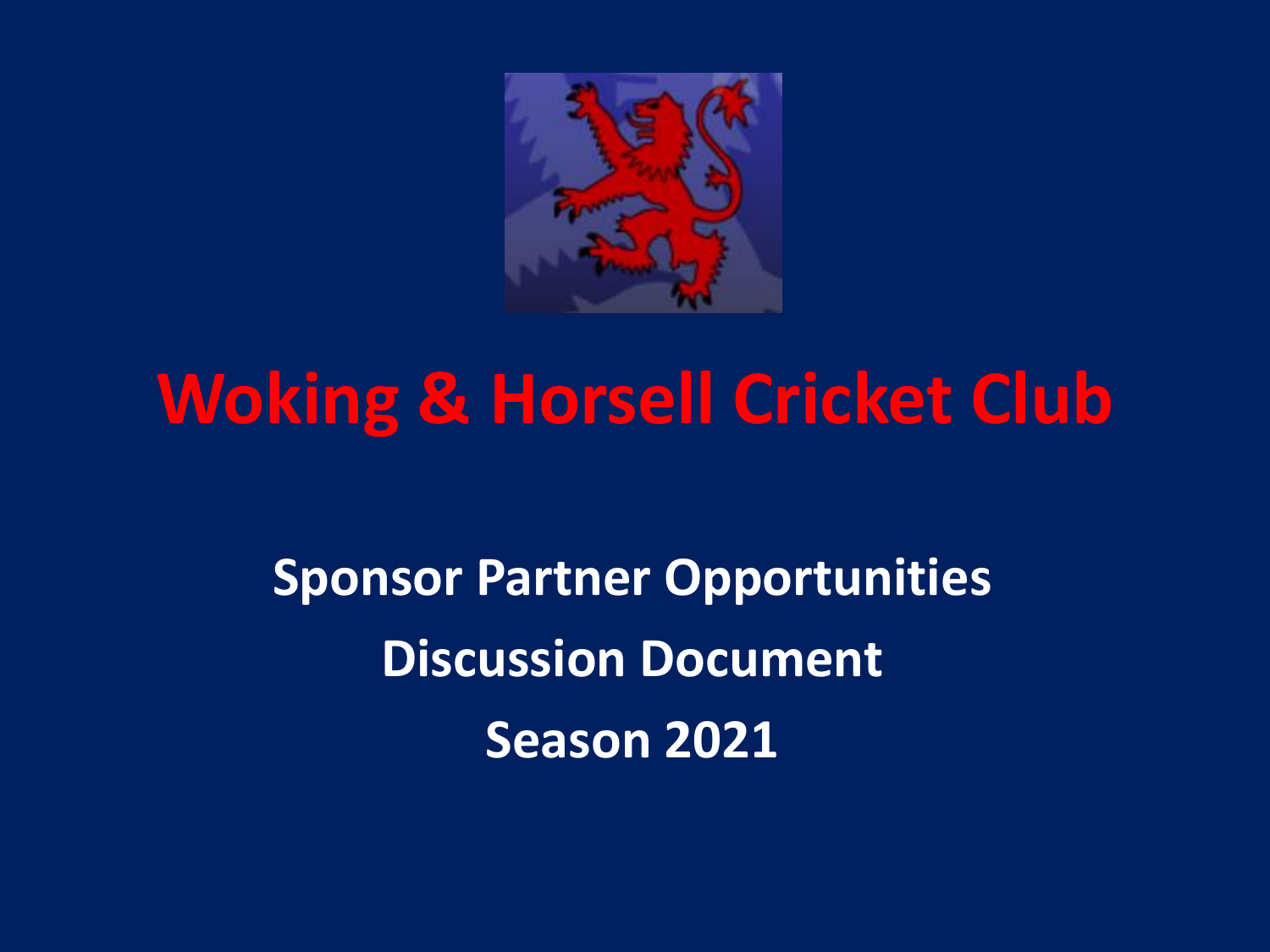# Woking & Horsell Cricket Club

**Sponsor Partner Opportunities**

**Discussion Document**

**Season 2021**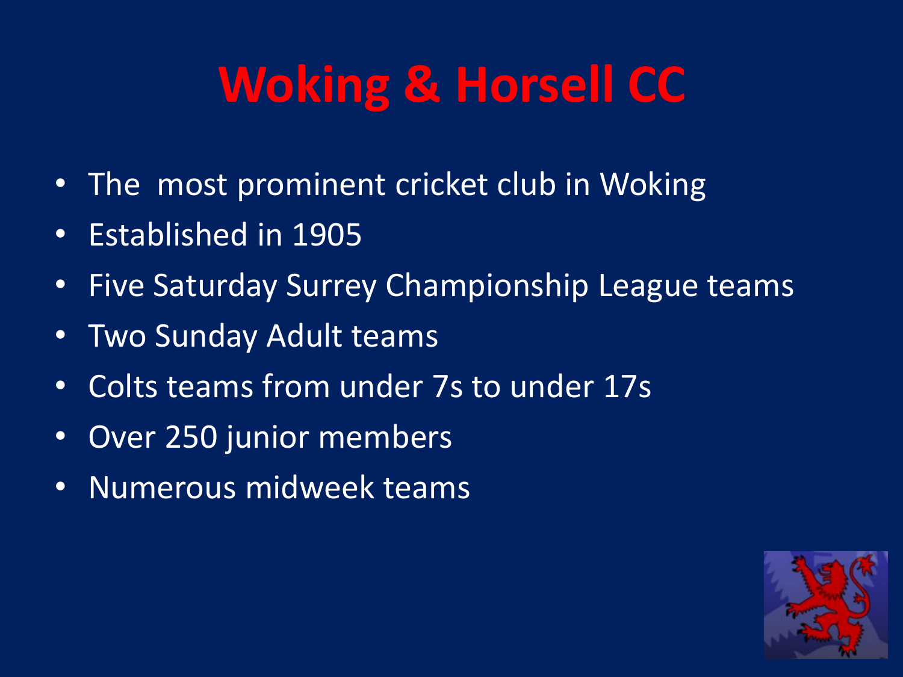# Woking & Horsell CC

- The most prominent cricket club in Woking
- Established in 1905
- Five Saturday Surrey Championship League teams
- Two Sunday Adult teams
- Colts teams from under 7s to under 17s
- Over 250 junior members
- Numerous midweek teams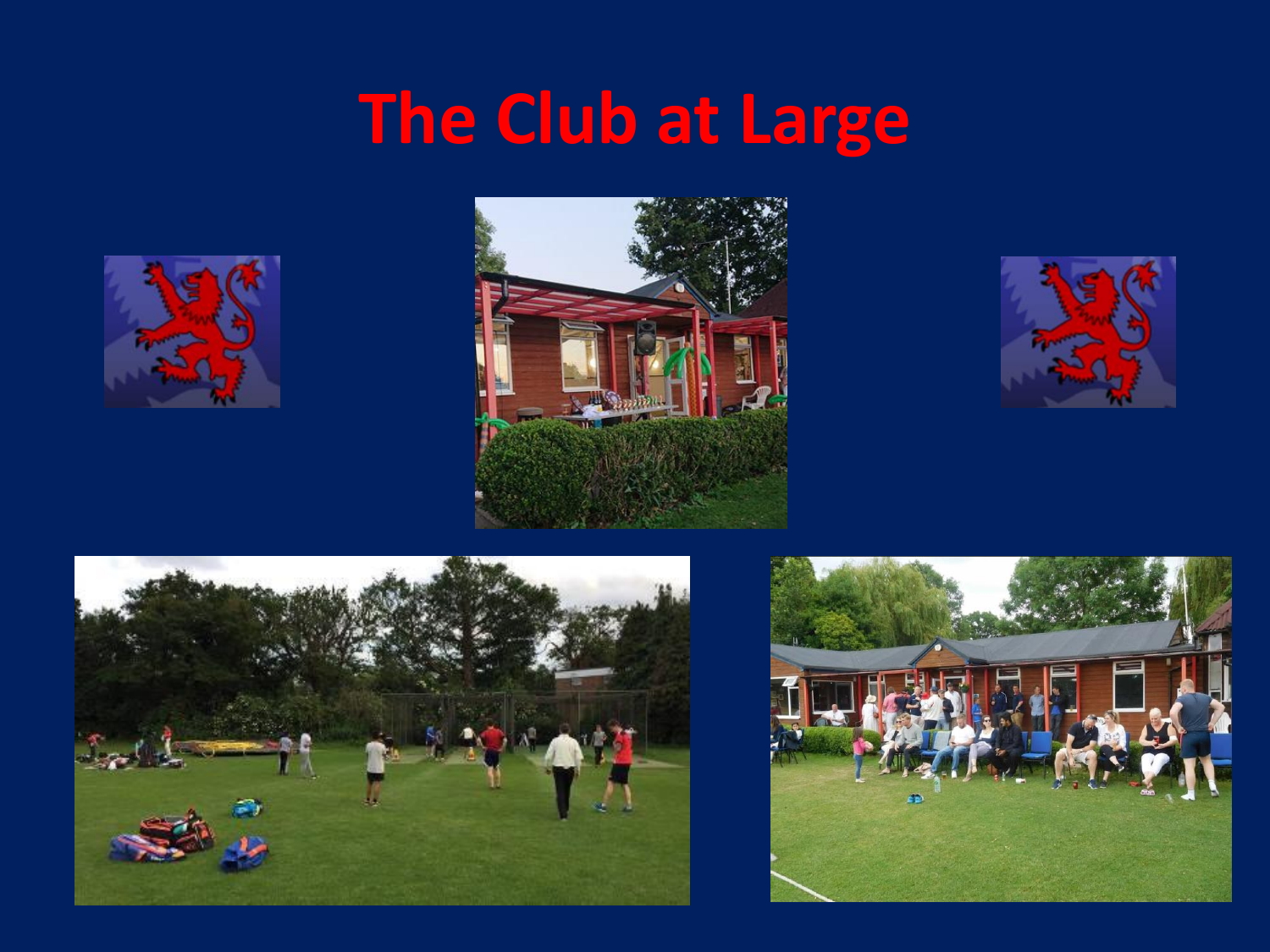# The Club at Large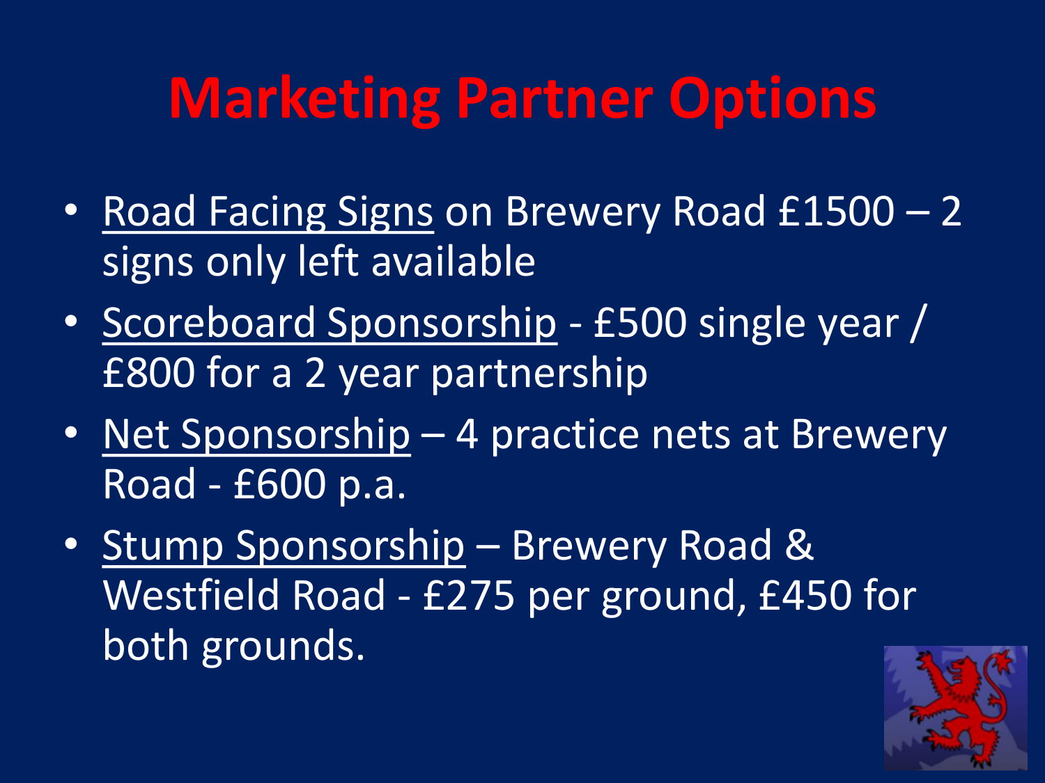# Marketing Partner Options

- Road Facing Signs on Brewery Road £1500 – 2 signs only left available
- Scoreboard Sponsorship - £500 single year / £800 for a 2 year partnership
- Net Sponsorship – 4 practice nets at Brewery Road - £600 p.a.
- Stump Sponsorship – Brewery Road & Westfield Road - £275 per ground, £450 for both grounds.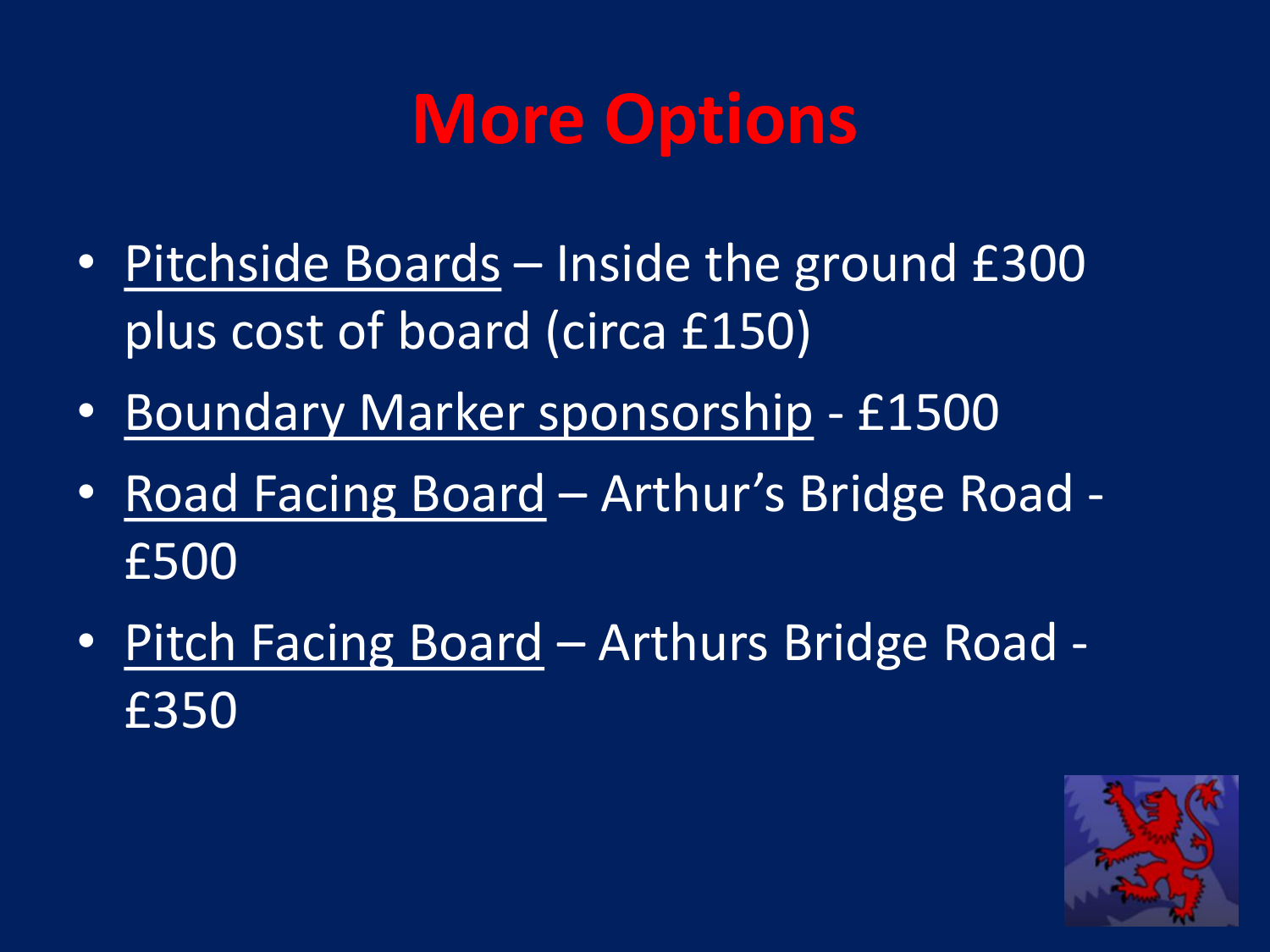# More Options

- Pitchside Boards – Inside the ground £300 plus cost of board (circa £150)
- Boundary Marker sponsorship - £1500
- Road Facing Board – Arthur's Bridge Road - £500
- Pitch Facing Board – Arthurs Bridge Road - £350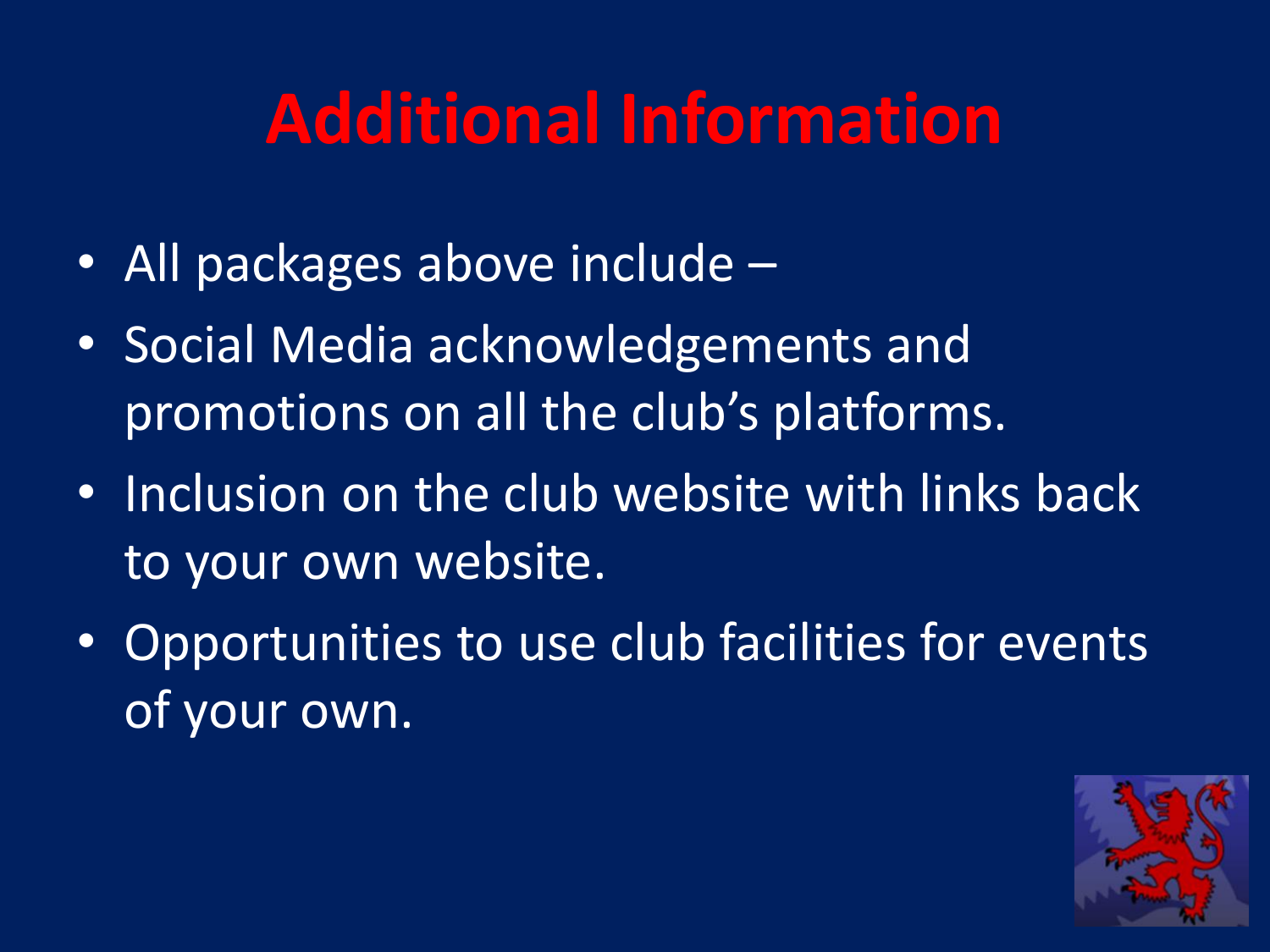# Additional Information

- All packages above include –
- Social Media acknowledgements and promotions on all the club's platforms.
- Inclusion on the club website with links back to your own website.
- Opportunities to use club facilities for events of your own.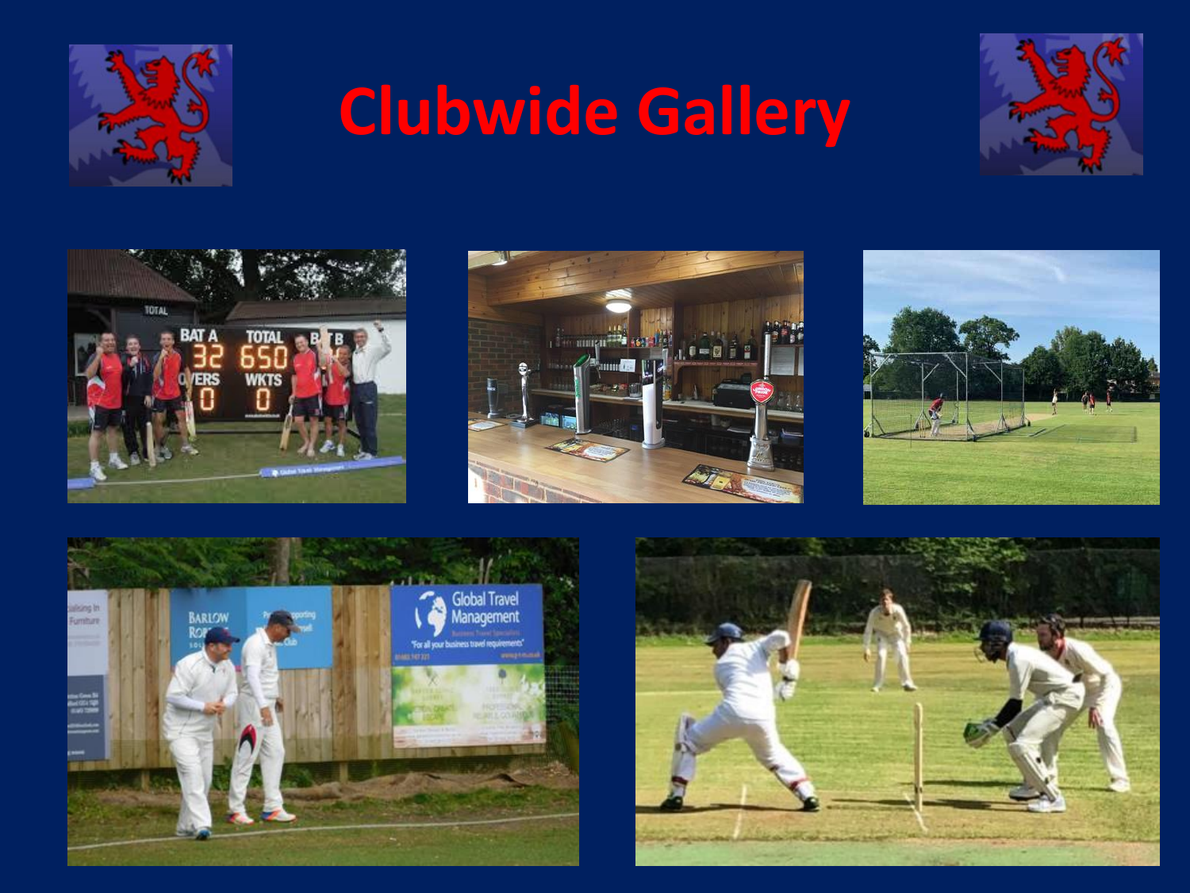# Clubwide Gallery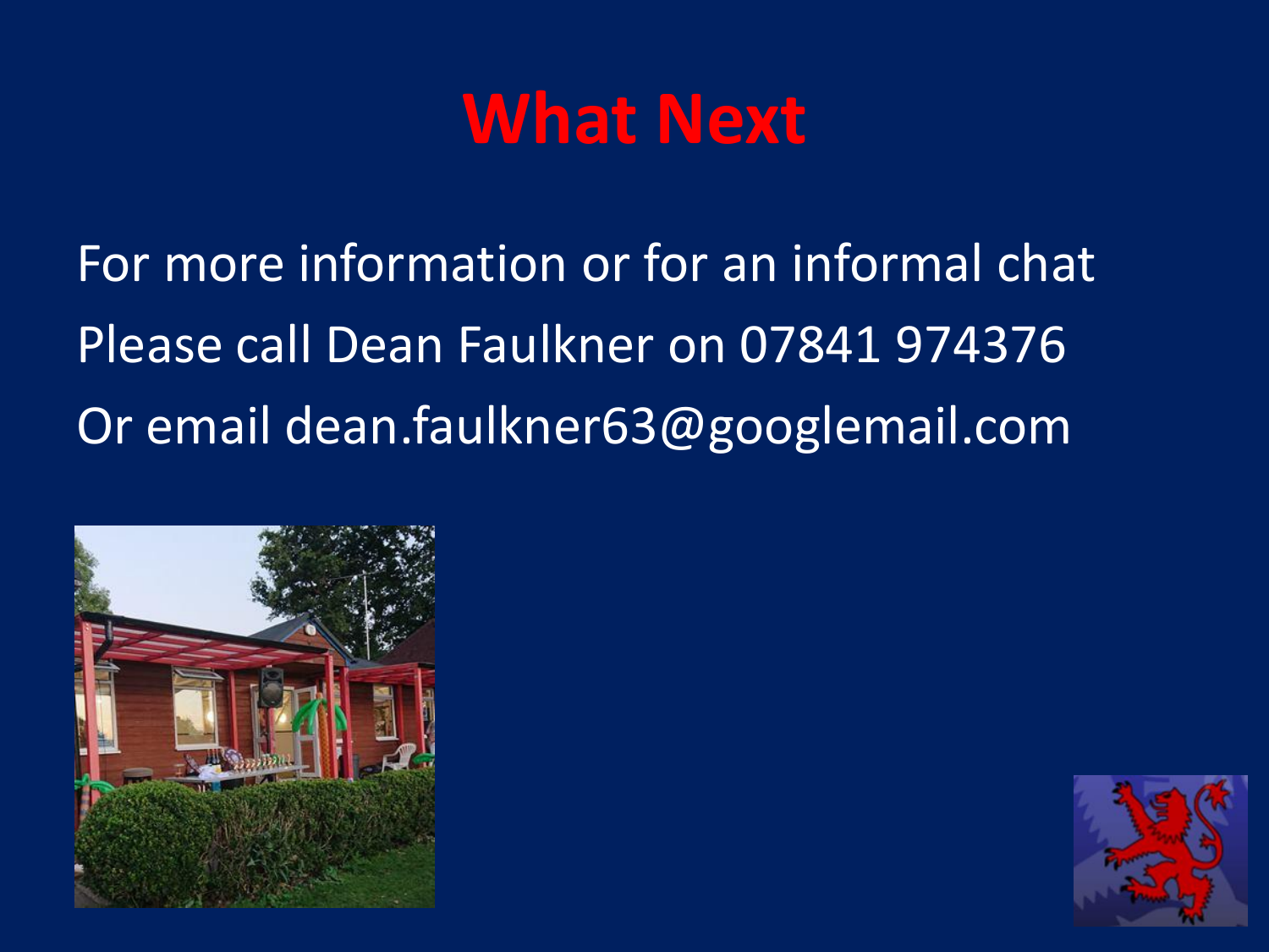# What Next

For more information or for an informal chat

Please call Dean Faulkner on 07841 974376

Or email dean.faulkner63@googlemail.com